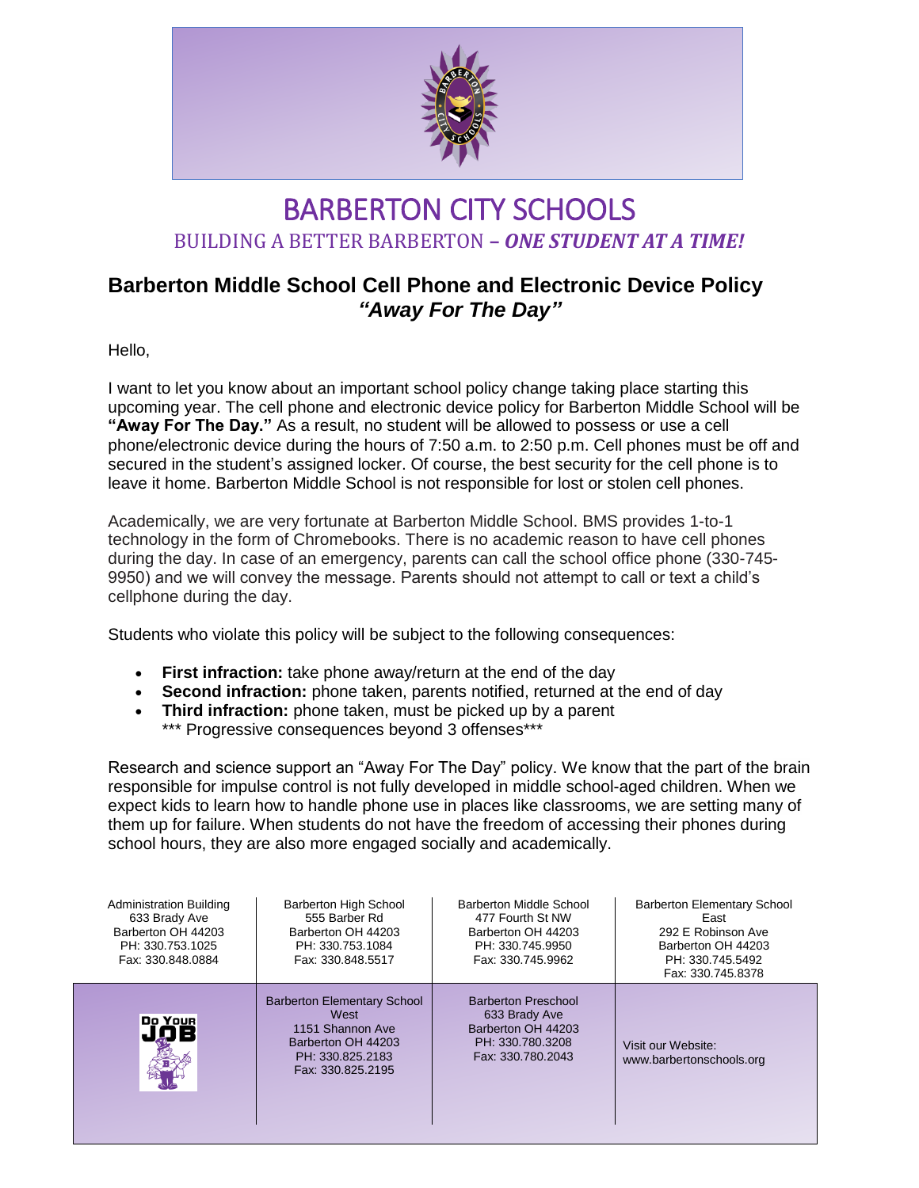# BARBERTON CITY SCHOOLS

BUILDING A BETTER BARBERTON – ***ONE STUDENT AT A TIME!***

## Barberton Middle School Cell Phone and Electronic Device Policy
## ***"Away For The Day"***

Hello,

I want to let you know about an important school policy change taking place starting this upcoming year. The cell phone and electronic device policy for Barberton Middle School will be **"Away For The Day."** As a result, no student will be allowed to possess or use a cell phone/electronic device during the hours of 7:50 a.m. to 2:50 p.m. Cell phones must be off and secured in the student's assigned locker. Of course, the best security for the cell phone is to leave it home. Barberton Middle School is not responsible for lost or stolen cell phones.

Academically, we are very fortunate at Barberton Middle School. BMS provides 1-to-1 technology in the form of Chromebooks. There is no academic reason to have cell phones during the day. In case of an emergency, parents can call the school office phone (330-745-9950) and we will convey the message. Parents should not attempt to call or text a child's cellphone during the day.

Students who violate this policy will be subject to the following consequences:

- **First infraction:** take phone away/return at the end of the day
- **Second infraction:** phone taken, parents notified, returned at the end of day
- **Third infraction:** phone taken, must be picked up by a parent

  *** Progressive consequences beyond 3 offenses***

Research and science support an "Away For The Day" policy. We know that the part of the brain responsible for impulse control is not fully developed in middle school-aged children. When we expect kids to learn how to handle phone use in places like classrooms, we are setting many of them up for failure. When students do not have the freedom of accessing their phones during school hours, they are also more engaged socially and academically.

| Administration Building<br>633 Brady Ave<br>Barberton OH 44203<br>PH: 330.753.1025<br>Fax: 330.848.0884 | Barberton High School<br>555 Barber Rd<br>Barberton OH 44203<br>PH: 330.753.1084<br>Fax: 330.848.5517 | Barberton Middle School<br>477 Fourth St NW<br>Barberton OH 44203<br>PH: 330.745.9950<br>Fax: 330.745.9962 | Barberton Elementary School East<br>292 E Robinson Ave<br>Barberton OH 44203<br>PH: 330.745.5492<br>Fax: 330.745.8378 |
|---|---|---|---|
| Do Your JOB | Barberton Elementary School West<br>1151 Shannon Ave<br>Barberton OH 44203<br>PH: 330.825.2183<br>Fax: 330.825.2195 | Barberton Preschool<br>633 Brady Ave<br>Barberton OH 44203<br>PH: 330.780.3208<br>Fax: 330.780.2043 | Visit our Website:<br>www.barbertonschools.org |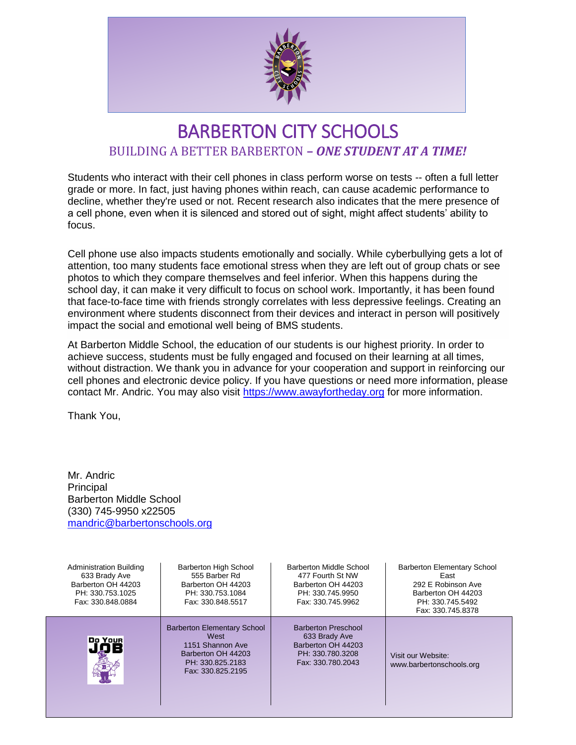# BARBERTON CITY SCHOOLS

## BUILDING A BETTER BARBERTON – *ONE STUDENT AT A TIME!*

Students who interact with their cell phones in class perform worse on tests -- often a full letter grade or more. In fact, just having phones within reach, can cause academic performance to decline, whether they're used or not. Recent research also indicates that the mere presence of a cell phone, even when it is silenced and stored out of sight, might affect students' ability to focus.

Cell phone use also impacts students emotionally and socially. While cyberbullying gets a lot of attention, too many students face emotional stress when they are left out of group chats or see photos to which they compare themselves and feel inferior. When this happens during the school day, it can make it very difficult to focus on school work. Importantly, it has been found that face-to-face time with friends strongly correlates with less depressive feelings. Creating an environment where students disconnect from their devices and interact in person will positively impact the social and emotional well being of BMS students.

At Barberton Middle School, the education of our students is our highest priority. In order to achieve success, students must be fully engaged and focused on their learning at all times, without distraction. We thank you in advance for your cooperation and support in reinforcing our cell phones and electronic device policy. If you have questions or need more information, please contact Mr. Andric. You may also visit https://www.awayfortheday.org for more information.

Thank You,

Mr. Andric
Principal
Barberton Middle School
(330) 745-9950 x22505
mandric@barbertonschools.org

| | | | |
|---|---|---|---|
| Administration Building<br>633 Brady Ave<br>Barberton OH 44203<br>PH: 330.753.1025<br>Fax: 330.848.0884 | Barberton High School<br>555 Barber Rd<br>Barberton OH 44203<br>PH: 330.753.1084<br>Fax: 330.848.5517 | Barberton Middle School<br>477 Fourth St NW<br>Barberton OH 44203<br>PH: 330.745.9950<br>Fax: 330.745.9962 | Barberton Elementary School East<br>292 E Robinson Ave<br>Barberton OH 44203<br>PH: 330.745.5492<br>Fax: 330.745.8378 |
| Do Your JOB | Barberton Elementary School West<br>1151 Shannon Ave<br>Barberton OH 44203<br>PH: 330.825.2183<br>Fax: 330.825.2195 | Barberton Preschool<br>633 Brady Ave<br>Barberton OH 44203<br>PH: 330.780.3208<br>Fax: 330.780.2043 | Visit our Website:<br>www.barbertonschools.org |